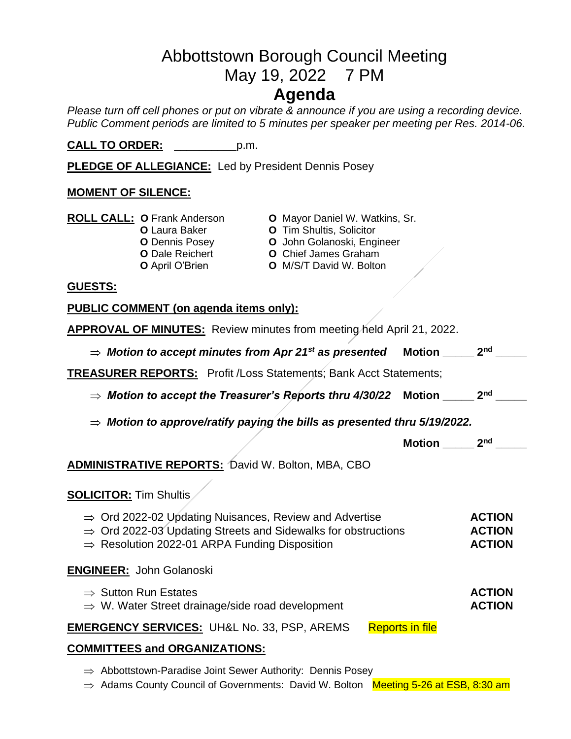# Abbottstown Borough Council Meeting
# May 19, 2022 7 PM
# Agenda

*Please turn off cell phones or put on vibrate & announce if you are using a recording device. Public Comment periods are limited to 5 minutes per speaker per meeting per Res. 2014-06.*

**CALL TO ORDER:** __________p.m.

**PLEDGE OF ALLEGIANCE:** Led by President Dennis Posey

**MOMENT OF SILENCE:**

**ROLL CALL:**
- **O** Frank Anderson
- **O** Laura Baker
- **O** Dennis Posey
- **O** Dale Reichert
- **O** April O'Brien
- **O** Mayor Daniel W. Watkins, Sr.
- **O** Tim Shultis, Solicitor
- **O** John Golanoski, Engineer
- **O** Chief James Graham
- **O** M/S/T David W. Bolton

**GUESTS:**

**PUBLIC COMMENT (on agenda items only):**

**APPROVAL OF MINUTES:** Review minutes from meeting held April 21, 2022.

⇒ ***Motion to accept minutes from Apr 21st as presented*** **Motion _____ 2nd _____**

**TREASURER REPORTS:** Profit /Loss Statements; Bank Acct Statements;

⇒ ***Motion to accept the Treasurer's Reports thru 4/30/22*** **Motion _____ 2nd _____**

⇒ ***Motion to approve/ratify paying the bills as presented thru 5/19/2022.***

**Motion _____ 2nd _____**

**ADMINISTRATIVE REPORTS:** David W. Bolton, MBA, CBO

**SOLICITOR:** Tim Shultis

- ⇒ Ord 2022-02 Updating Nuisances, Review and Advertise **ACTION**
- ⇒ Ord 2022-03 Updating Streets and Sidewalks for obstructions **ACTION**
- ⇒ Resolution 2022-01 ARPA Funding Disposition **ACTION**

**ENGINEER:** John Golanoski

- ⇒ Sutton Run Estates **ACTION**
- ⇒ W. Water Street drainage/side road development **ACTION**

**EMERGENCY SERVICES:** UH&L No. 33, PSP, AREMS Reports in file

**COMMITTEES and ORGANIZATIONS:**

- ⇒ Abbottstown-Paradise Joint Sewer Authority: Dennis Posey
- ⇒ Adams County Council of Governments: David W. Bolton Meeting 5-26 at ESB, 8:30 am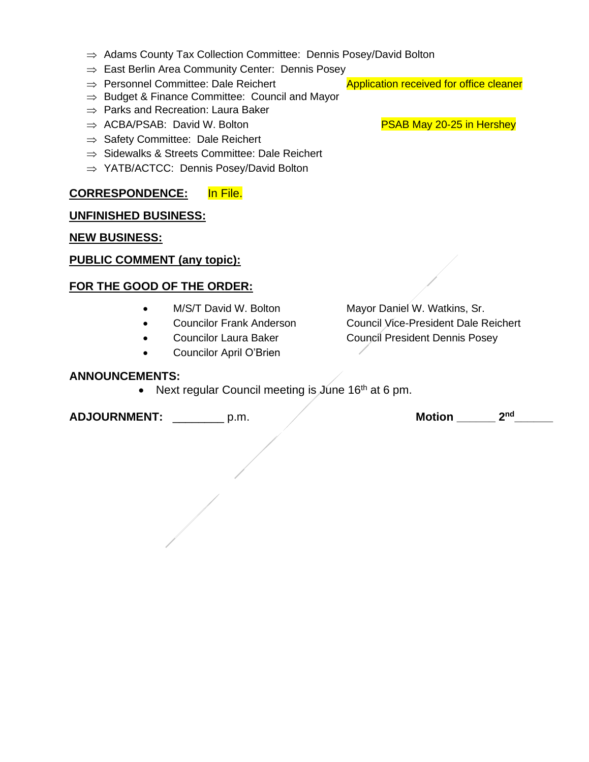- ⇒ Adams County Tax Collection Committee: Dennis Posey/David Bolton
- ⇒ East Berlin Area Community Center: Dennis Posey
- ⇒ Personnel Committee: Dale Reichert — Application received for office cleaner
- ⇒ Budget & Finance Committee: Council and Mayor
- ⇒ Parks and Recreation: Laura Baker
- ⇒ ACBA/PSAB: David W. Bolton — PSAB May 20-25 in Hershey
- ⇒ Safety Committee: Dale Reichert
- ⇒ Sidewalks & Streets Committee: Dale Reichert
- ⇒ YATB/ACTCC: Dennis Posey/David Bolton

**CORRESPONDENCE:** In File.

**UNFINISHED BUSINESS:**

**NEW BUSINESS:**

**PUBLIC COMMENT (any topic):**

**FOR THE GOOD OF THE ORDER:**

- M/S/T David W. Bolton
- Councilor Frank Anderson
- Councilor Laura Baker
- Councilor April O'Brien

Mayor Daniel W. Watkins, Sr.
Council Vice-President Dale Reichert
Council President Dennis Posey

**ANNOUNCEMENTS:**

- Next regular Council meeting is June 16th at 6 pm.

**ADJOURNMENT:** ________ p.m. **Motion** ______ **2nd**______